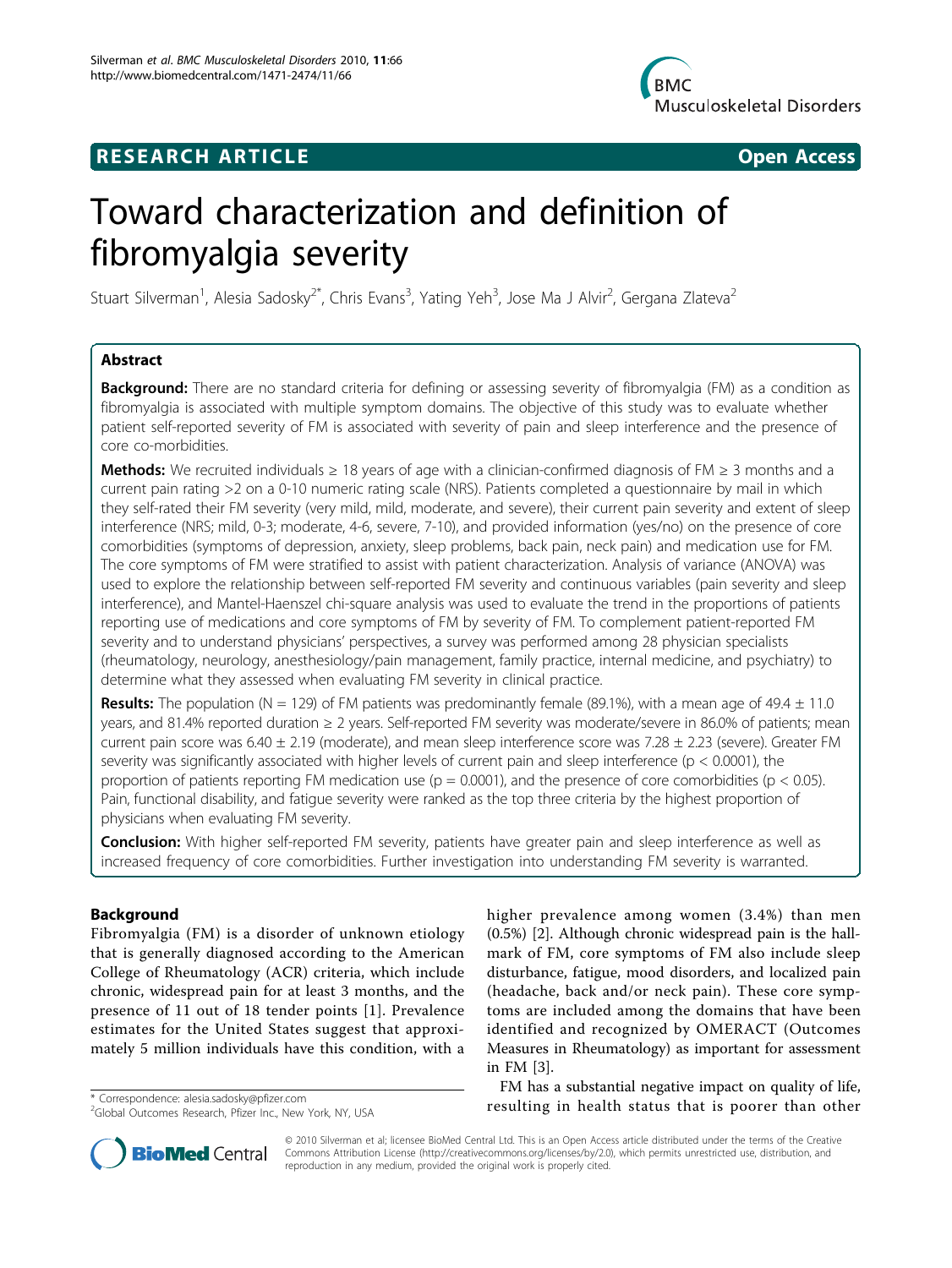**RESEARCH ARTICLE** **Open Access**

# Toward characterization and definition of fibromyalgia severity

Stuart Silverman[1], Alesia Sadosky[2*], Chris Evans[3], Yating Yeh[3], Jose Ma J Alvir[2], Gergana Zlateva[2]

## Abstract

**Background:** There are no standard criteria for defining or assessing severity of fibromyalgia (FM) as a condition as fibromyalgia is associated with multiple symptom domains. The objective of this study was to evaluate whether patient self-reported severity of FM is associated with severity of pain and sleep interference and the presence of core co-morbidities.

**Methods:** We recruited individuals ≥ 18 years of age with a clinician-confirmed diagnosis of FM ≥ 3 months and a current pain rating >2 on a 0-10 numeric rating scale (NRS). Patients completed a questionnaire by mail in which they self-rated their FM severity (very mild, mild, moderate, and severe), their current pain severity and extent of sleep interference (NRS; mild, 0-3; moderate, 4-6, severe, 7-10), and provided information (yes/no) on the presence of core comorbidities (symptoms of depression, anxiety, sleep problems, back pain, neck pain) and medication use for FM. The core symptoms of FM were stratified to assist with patient characterization. Analysis of variance (ANOVA) was used to explore the relationship between self-reported FM severity and continuous variables (pain severity and sleep interference), and Mantel-Haenszel chi-square analysis was used to evaluate the trend in the proportions of patients reporting use of medications and core symptoms of FM by severity of FM. To complement patient-reported FM severity and to understand physicians' perspectives, a survey was performed among 28 physician specialists (rheumatology, neurology, anesthesiology/pain management, family practice, internal medicine, and psychiatry) to determine what they assessed when evaluating FM severity in clinical practice.

**Results:** The population (N = 129) of FM patients was predominantly female (89.1%), with a mean age of 49.4 ± 11.0 years, and 81.4% reported duration ≥ 2 years. Self-reported FM severity was moderate/severe in 86.0% of patients; mean current pain score was 6.40 ± 2.19 (moderate), and mean sleep interference score was 7.28 ± 2.23 (severe). Greater FM severity was significantly associated with higher levels of current pain and sleep interference ($p < 0.0001$), the proportion of patients reporting FM medication use ($p = 0.0001$), and the presence of core comorbidities ($p < 0.05$). Pain, functional disability, and fatigue severity were ranked as the top three criteria by the highest proportion of physicians when evaluating FM severity.

**Conclusion:** With higher self-reported FM severity, patients have greater pain and sleep interference as well as increased frequency of core comorbidities. Further investigation into understanding FM severity is warranted.

## Background

Fibromyalgia (FM) is a disorder of unknown etiology that is generally diagnosed according to the American College of Rheumatology (ACR) criteria, which include chronic, widespread pain for at least 3 months, and the presence of 11 out of 18 tender points [1]. Prevalence estimates for the United States suggest that approximately 5 million individuals have this condition, with a higher prevalence among women (3.4%) than men (0.5%) [2]. Although chronic widespread pain is the hallmark of FM, core symptoms of FM also include sleep disturbance, fatigue, mood disorders, and localized pain (headache, back and/or neck pain). These core symptoms are included among the domains that have been identified and recognized by OMERACT (Outcomes Measures in Rheumatology) as important for assessment in FM [3].

FM has a substantial negative impact on quality of life, resulting in health status that is poorer than other

\* Correspondence: alesia.sadosky@pfizer.com
[2]Global Outcomes Research, Pfizer Inc., New York, NY, USA

© 2010 Silverman et al; licensee BioMed Central Ltd. This is an Open Access article distributed under the terms of the Creative Commons Attribution License (http://creativecommons.org/licenses/by/2.0), which permits unrestricted use, distribution, and reproduction in any medium, provided the original work is properly cited.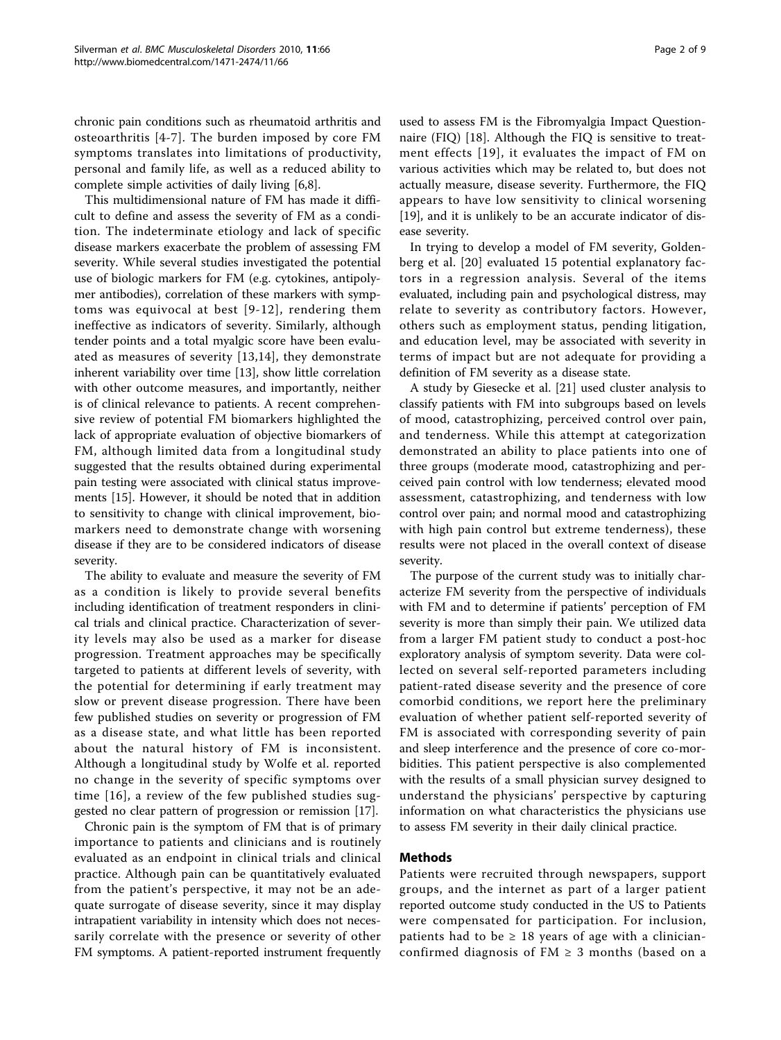chronic pain conditions such as rheumatoid arthritis and osteoarthritis [4-7]. The burden imposed by core FM symptoms translates into limitations of productivity, personal and family life, as well as a reduced ability to complete simple activities of daily living [6,8].

This multidimensional nature of FM has made it difficult to define and assess the severity of FM as a condition. The indeterminate etiology and lack of specific disease markers exacerbate the problem of assessing FM severity. While several studies investigated the potential use of biologic markers for FM (e.g. cytokines, antipolymer antibodies), correlation of these markers with symptoms was equivocal at best [9-12], rendering them ineffective as indicators of severity. Similarly, although tender points and a total myalgic score have been evaluated as measures of severity [13,14], they demonstrate inherent variability over time [13], show little correlation with other outcome measures, and importantly, neither is of clinical relevance to patients. A recent comprehensive review of potential FM biomarkers highlighted the lack of appropriate evaluation of objective biomarkers of FM, although limited data from a longitudinal study suggested that the results obtained during experimental pain testing were associated with clinical status improvements [15]. However, it should be noted that in addition to sensitivity to change with clinical improvement, biomarkers need to demonstrate change with worsening disease if they are to be considered indicators of disease severity.

The ability to evaluate and measure the severity of FM as a condition is likely to provide several benefits including identification of treatment responders in clinical trials and clinical practice. Characterization of severity levels may also be used as a marker for disease progression. Treatment approaches may be specifically targeted to patients at different levels of severity, with the potential for determining if early treatment may slow or prevent disease progression. There have been few published studies on severity or progression of FM as a disease state, and what little has been reported about the natural history of FM is inconsistent. Although a longitudinal study by Wolfe et al. reported no change in the severity of specific symptoms over time [16], a review of the few published studies suggested no clear pattern of progression or remission [17].

Chronic pain is the symptom of FM that is of primary importance to patients and clinicians and is routinely evaluated as an endpoint in clinical trials and clinical practice. Although pain can be quantitatively evaluated from the patient's perspective, it may not be an adequate surrogate of disease severity, since it may display intrapatient variability in intensity which does not necessarily correlate with the presence or severity of other FM symptoms. A patient-reported instrument frequently used to assess FM is the Fibromyalgia Impact Questionnaire (FIQ) [18]. Although the FIQ is sensitive to treatment effects [19], it evaluates the impact of FM on various activities which may be related to, but does not actually measure, disease severity. Furthermore, the FIQ appears to have low sensitivity to clinical worsening [19], and it is unlikely to be an accurate indicator of disease severity.

In trying to develop a model of FM severity, Goldenberg et al. [20] evaluated 15 potential explanatory factors in a regression analysis. Several of the items evaluated, including pain and psychological distress, may relate to severity as contributory factors. However, others such as employment status, pending litigation, and education level, may be associated with severity in terms of impact but are not adequate for providing a definition of FM severity as a disease state.

A study by Giesecke et al. [21] used cluster analysis to classify patients with FM into subgroups based on levels of mood, catastrophizing, perceived control over pain, and tenderness. While this attempt at categorization demonstrated an ability to place patients into one of three groups (moderate mood, catastrophizing and perceived pain control with low tenderness; elevated mood assessment, catastrophizing, and tenderness with low control over pain; and normal mood and catastrophizing with high pain control but extreme tenderness), these results were not placed in the overall context of disease severity.

The purpose of the current study was to initially characterize FM severity from the perspective of individuals with FM and to determine if patients' perception of FM severity is more than simply their pain. We utilized data from a larger FM patient study to conduct a post-hoc exploratory analysis of symptom severity. Data were collected on several self-reported parameters including patient-rated disease severity and the presence of core comorbid conditions, we report here the preliminary evaluation of whether patient self-reported severity of FM is associated with corresponding severity of pain and sleep interference and the presence of core co-morbidities. This patient perspective is also complemented with the results of a small physician survey designed to understand the physicians' perspective by capturing information on what characteristics the physicians use to assess FM severity in their daily clinical practice.

## Methods

Patients were recruited through newspapers, support groups, and the internet as part of a larger patient reported outcome study conducted in the US to Patients were compensated for participation. For inclusion, patients had to be ≥ 18 years of age with a clinician-confirmed diagnosis of FM ≥ 3 months (based on a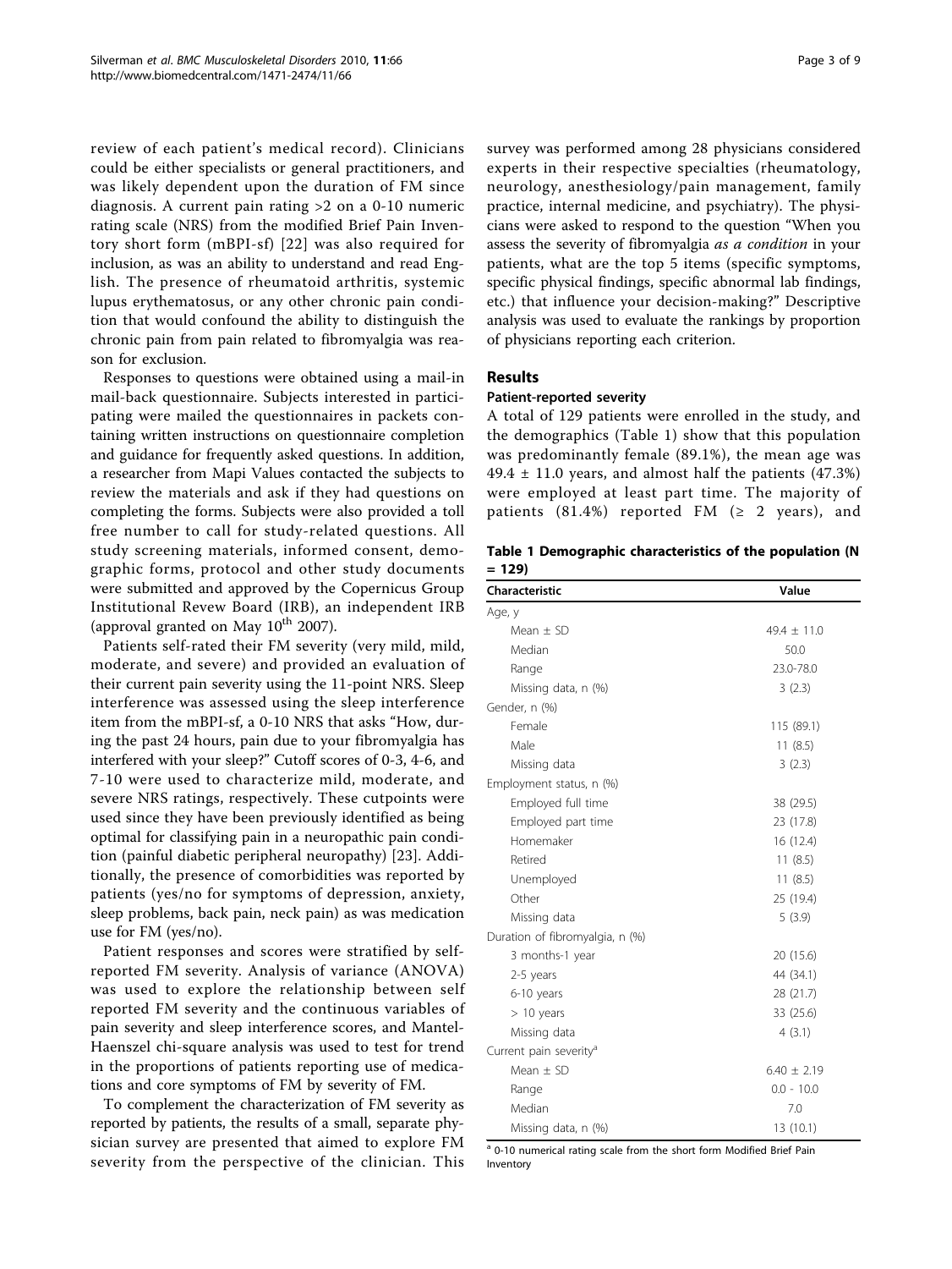review of each patient's medical record). Clinicians could be either specialists or general practitioners, and was likely dependent upon the duration of FM since diagnosis. A current pain rating >2 on a 0-10 numeric rating scale (NRS) from the modified Brief Pain Inventory short form (mBPI-sf) [22] was also required for inclusion, as was an ability to understand and read English. The presence of rheumatoid arthritis, systemic lupus erythematosus, or any other chronic pain condition that would confound the ability to distinguish the chronic pain from pain related to fibromyalgia was reason for exclusion.

Responses to questions were obtained using a mail-in mail-back questionnaire. Subjects interested in participating were mailed the questionnaires in packets containing written instructions on questionnaire completion and guidance for frequently asked questions. In addition, a researcher from Mapi Values contacted the subjects to review the materials and ask if they had questions on completing the forms. Subjects were also provided a toll free number to call for study-related questions. All study screening materials, informed consent, demographic forms, protocol and other study documents were submitted and approved by the Copernicus Group Institutional Revew Board (IRB), an independent IRB (approval granted on May 10th 2007).

Patients self-rated their FM severity (very mild, mild, moderate, and severe) and provided an evaluation of their current pain severity using the 11-point NRS. Sleep interference was assessed using the sleep interference item from the mBPI-sf, a 0-10 NRS that asks "How, during the past 24 hours, pain due to your fibromyalgia has interfered with your sleep?" Cutoff scores of 0-3, 4-6, and 7-10 were used to characterize mild, moderate, and severe NRS ratings, respectively. These cutpoints were used since they have been previously identified as being optimal for classifying pain in a neuropathic pain condition (painful diabetic peripheral neuropathy) [23]. Additionally, the presence of comorbidities was reported by patients (yes/no for symptoms of depression, anxiety, sleep problems, back pain, neck pain) as was medication use for FM (yes/no).

Patient responses and scores were stratified by self-reported FM severity. Analysis of variance (ANOVA) was used to explore the relationship between self reported FM severity and the continuous variables of pain severity and sleep interference scores, and Mantel-Haenszel chi-square analysis was used to test for trend in the proportions of patients reporting use of medications and core symptoms of FM by severity of FM.

To complement the characterization of FM severity as reported by patients, the results of a small, separate physician survey are presented that aimed to explore FM severity from the perspective of the clinician. This survey was performed among 28 physicians considered experts in their respective specialties (rheumatology, neurology, anesthesiology/pain management, family practice, internal medicine, and psychiatry). The physicians were asked to respond to the question "When you assess the severity of fibromyalgia *as a condition* in your patients, what are the top 5 items (specific symptoms, specific physical findings, specific abnormal lab findings, etc.) that influence your decision-making?" Descriptive analysis was used to evaluate the rankings by proportion of physicians reporting each criterion.

## Results

### Patient-reported severity

A total of 129 patients were enrolled in the study, and the demographics (Table 1) show that this population was predominantly female (89.1%), the mean age was 49.4 ± 11.0 years, and almost half the patients (47.3%) were employed at least part time. The majority of patients (81.4%) reported FM (≥ 2 years), and

**Table 1 Demographic characteristics of the population (N = 129)**

| Characteristic | Value |
|---|---|
| Age, y | |
| Mean ± SD | 49.4 ± 11.0 |
| Median | 50.0 |
| Range | 23.0-78.0 |
| Missing data, n (%) | 3 (2.3) |
| Gender, n (%) | |
| Female | 115 (89.1) |
| Male | 11 (8.5) |
| Missing data | 3 (2.3) |
| Employment status, n (%) | |
| Employed full time | 38 (29.5) |
| Employed part time | 23 (17.8) |
| Homemaker | 16 (12.4) |
| Retired | 11 (8.5) |
| Unemployed | 11 (8.5) |
| Other | 25 (19.4) |
| Missing data | 5 (3.9) |
| Duration of fibromyalgia, n (%) | |
| 3 months-1 year | 20 (15.6) |
| 2-5 years | 44 (34.1) |
| 6-10 years | 28 (21.7) |
| > 10 years | 33 (25.6) |
| Missing data | 4 (3.1) |
| Current pain severity[a] | |
| Mean ± SD | 6.40 ± 2.19 |
| Range | 0.0 - 10.0 |
| Median | 7.0 |
| Missing data, n (%) | 13 (10.1) |

[a] 0-10 numerical rating scale from the short form Modified Brief Pain Inventory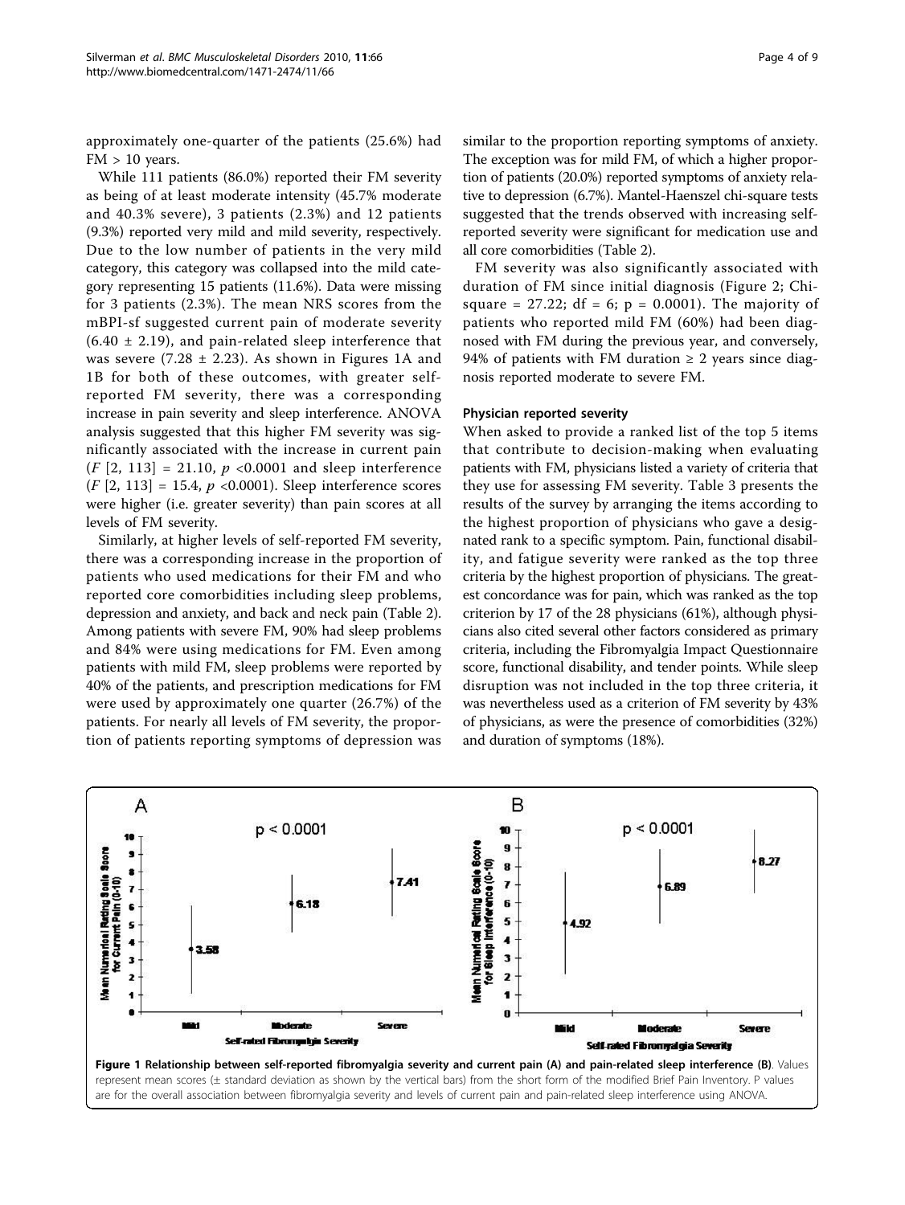approximately one-quarter of the patients (25.6%) had FM > 10 years.

While 111 patients (86.0%) reported their FM severity as being of at least moderate intensity (45.7% moderate and 40.3% severe), 3 patients (2.3%) and 12 patients (9.3%) reported very mild and mild severity, respectively. Due to the low number of patients in the very mild category, this category was collapsed into the mild category representing 15 patients (11.6%). Data were missing for 3 patients (2.3%). The mean NRS scores from the mBPI-sf suggested current pain of moderate severity (6.40 ± 2.19), and pain-related sleep interference that was severe (7.28 ± 2.23). As shown in Figures 1A and 1B for both of these outcomes, with greater self-reported FM severity, there was a corresponding increase in pain severity and sleep interference. ANOVA analysis suggested that this higher FM severity was significantly associated with the increase in current pain ($F$ [2, 113] = 21.10, $p$ <0.0001 and sleep interference ($F$ [2, 113] = 15.4, $p$ <0.0001). Sleep interference scores were higher (i.e. greater severity) than pain scores at all levels of FM severity.

Similarly, at higher levels of self-reported FM severity, there was a corresponding increase in the proportion of patients who used medications for their FM and who reported core comorbidities including sleep problems, depression and anxiety, and back and neck pain (Table 2). Among patients with severe FM, 90% had sleep problems and 84% were using medications for FM. Even among patients with mild FM, sleep problems were reported by 40% of the patients, and prescription medications for FM were used by approximately one quarter (26.7%) of the patients. For nearly all levels of FM severity, the proportion of patients reporting symptoms of depression was similar to the proportion reporting symptoms of anxiety. The exception was for mild FM, of which a higher proportion of patients (20.0%) reported symptoms of anxiety relative to depression (6.7%). Mantel-Haenszel chi-square tests suggested that the trends observed with increasing self-reported severity were significant for medication use and all core comorbidities (Table 2).

FM severity was also significantly associated with duration of FM since initial diagnosis (Figure 2; Chi-square = 27.22; df = 6; p = 0.0001). The majority of patients who reported mild FM (60%) had been diagnosed with FM during the previous year, and conversely, 94% of patients with FM duration ≥ 2 years since diagnosis reported moderate to severe FM.

### Physician reported severity

When asked to provide a ranked list of the top 5 items that contribute to decision-making when evaluating patients with FM, physicians listed a variety of criteria that they use for assessing FM severity. Table 3 presents the results of the survey by arranging the items according to the highest proportion of physicians who gave a designated rank to a specific symptom. Pain, functional disability, and fatigue severity were ranked as the top three criteria by the highest proportion of physicians. The greatest concordance was for pain, which was ranked as the top criterion by 17 of the 28 physicians (61%), although physicians also cited several other factors considered as primary criteria, including the Fibromyalgia Impact Questionnaire score, functional disability, and tender points. While sleep disruption was not included in the top three criteria, it was nevertheless used as a criterion of FM severity by 43% of physicians, as were the presence of comorbidities (32%) and duration of symptoms (18%).

**Figure 1 Relationship between self-reported fibromyalgia severity and current pain (A) and pain-related sleep interference (B)**. Values represent mean scores (± standard deviation as shown by the vertical bars) from the short form of the modified Brief Pain Inventory. P values are for the overall association between fibromyalgia severity and levels of current pain and pain-related sleep interference using ANOVA.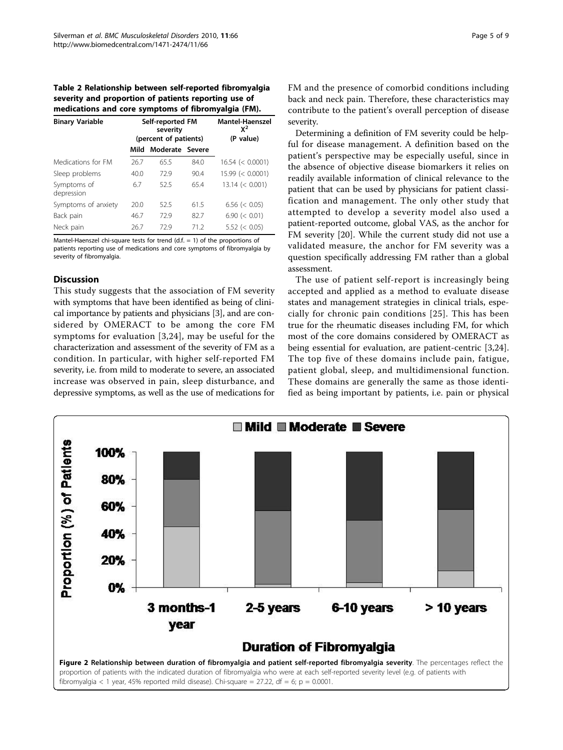**Table 2 Relationship between self-reported fibromyalgia severity and proportion of patients reporting use of medications and core symptoms of fibromyalgia (FM).**

| Binary Variable | Self-reported FM severity (percent of patients) | | | Mantel-Haenszel $X^2$ (P value) |
|---|---|---|---|---|
| | Mild | Moderate | Severe | |
| Medications for FM | 26.7 | 65.5 | 84.0 | 16.54 (< 0.0001) |
| Sleep problems | 40.0 | 72.9 | 90.4 | 15.99 (< 0.0001) |
| Symptoms of depression | 6.7 | 52.5 | 65.4 | 13.14 (< 0.001) |
| Symptoms of anxiety | 20.0 | 52.5 | 61.5 | 6.56 (< 0.05) |
| Back pain | 46.7 | 72.9 | 82.7 | 6.90 (< 0.01) |
| Neck pain | 26.7 | 72.9 | 71.2 | 5.52 (< 0.05) |

Mantel-Haenszel chi-square tests for trend (d.f. = 1) of the proportions of patients reporting use of medications and core symptoms of fibromyalgia by severity of fibromyalgia.

## Discussion

This study suggests that the association of FM severity with symptoms that have been identified as being of clinical importance by patients and physicians [3], and are considered by OMERACT to be among the core FM symptoms for evaluation [3,24], may be useful for the characterization and assessment of the severity of FM as a condition. In particular, with higher self-reported FM severity, i.e. from mild to moderate to severe, an associated increase was observed in pain, sleep disturbance, and depressive symptoms, as well as the use of medications for FM and the presence of comorbid conditions including back and neck pain. Therefore, these characteristics may contribute to the patient's overall perception of disease severity.

Determining a definition of FM severity could be helpful for disease management. A definition based on the patient's perspective may be especially useful, since in the absence of objective disease biomarkers it relies on readily available information of clinical relevance to the patient that can be used by physicians for patient classification and management. The only other study that attempted to develop a severity model also used a patient-reported outcome, global VAS, as the anchor for FM severity [20]. While the current study did not use a validated measure, the anchor for FM severity was a question specifically addressing FM rather than a global assessment.

The use of patient self-report is increasingly being accepted and applied as a method to evaluate disease states and management strategies in clinical trials, especially for chronic pain conditions [25]. This has been true for the rheumatic diseases including FM, for which most of the core domains considered by OMERACT as being essential for evaluation, are patient-centric [3,24]. The top five of these domains include pain, fatigue, patient global, sleep, and multidimensional function. These domains are generally the same as those identified as being important by patients, i.e. pain or physical

**Figure 2 Relationship between duration of fibromyalgia and patient self-reported fibromyalgia severity**. The percentages reflect the proportion of patients with the indicated duration of fibromyalgia who were at each self-reported severity level (e.g. of patients with fibromyalgia < 1 year, 45% reported mild disease). Chi-square = 27.22, df = 6; p = 0.0001.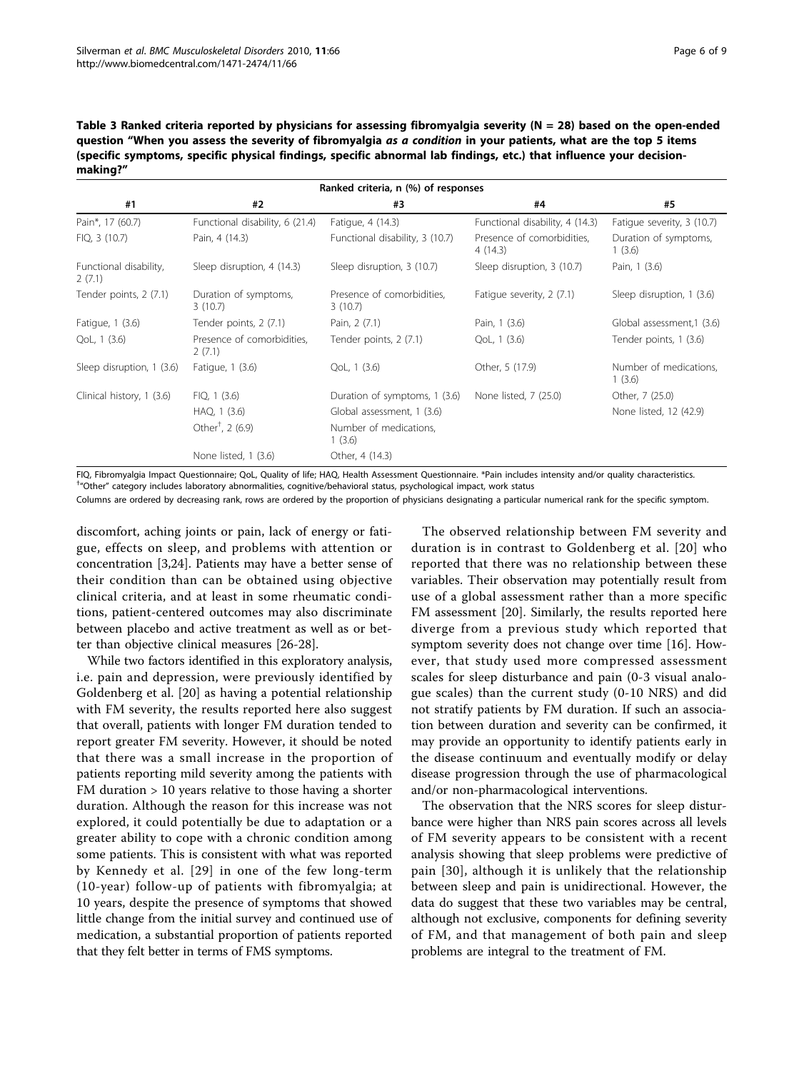**Table 3 Ranked criteria reported by physicians for assessing fibromyalgia severity (N = 28) based on the open-ended question "When you assess the severity of fibromyalgia *as a condition* in your patients, what are the top 5 items (specific symptoms, specific physical findings, specific abnormal lab findings, etc.) that influence your decision-making?"**

| Ranked criteria, n (%) of responses | | | | |
|---|---|---|---|---|
| #1 | #2 | #3 | #4 | #5 |
| Pain*, 17 (60.7) | Functional disability, 6 (21.4) | Fatigue, 4 (14.3) | Functional disability, 4 (14.3) | Fatigue severity, 3 (10.7) |
| FIQ, 3 (10.7) | Pain, 4 (14.3) | Functional disability, 3 (10.7) | Presence of comorbidities, 4 (14.3) | Duration of symptoms, 1 (3.6) |
| Functional disability, 2 (7.1) | Sleep disruption, 4 (14.3) | Sleep disruption, 3 (10.7) | Sleep disruption, 3 (10.7) | Pain, 1 (3.6) |
| Tender points, 2 (7.1) | Duration of symptoms, 3 (10.7) | Presence of comorbidities, 3 (10.7) | Fatigue severity, 2 (7.1) | Sleep disruption, 1 (3.6) |
| Fatigue, 1 (3.6) | Tender points, 2 (7.1) | Pain, 2 (7.1) | Pain, 1 (3.6) | Global assessment,1 (3.6) |
| QoL, 1 (3.6) | Presence of comorbidities, 2 (7.1) | Tender points, 2 (7.1) | QoL, 1 (3.6) | Tender points, 1 (3.6) |
| Sleep disruption, 1 (3.6) | Fatigue, 1 (3.6) | QoL, 1 (3.6) | Other, 5 (17.9) | Number of medications, 1 (3.6) |
| Clinical history, 1 (3.6) | FIQ, 1 (3.6) | Duration of symptoms, 1 (3.6) | None listed, 7 (25.0) | Other, 7 (25.0) |
| | HAQ, 1 (3.6) | Global assessment, 1 (3.6) | | None listed, 12 (42.9) |
| | Other[†], 2 (6.9) | Number of medications, 1 (3.6) | | |
| | None listed, 1 (3.6) | Other, 4 (14.3) | | |

FIQ, Fibromyalgia Impact Questionnaire; QoL, Quality of life; HAQ, Health Assessment Questionnaire. *Pain includes intensity and/or quality characteristics.
[†]"Other" category includes laboratory abnormalities, cognitive/behavioral status, psychological impact, work status

Columns are ordered by decreasing rank, rows are ordered by the proportion of physicians designating a particular numerical rank for the specific symptom.

discomfort, aching joints or pain, lack of energy or fatigue, effects on sleep, and problems with attention or concentration [3,24]. Patients may have a better sense of their condition than can be obtained using objective clinical criteria, and at least in some rheumatic conditions, patient-centered outcomes may also discriminate between placebo and active treatment as well as or better than objective clinical measures [26-28].

While two factors identified in this exploratory analysis, i.e. pain and depression, were previously identified by Goldenberg et al. [20] as having a potential relationship with FM severity, the results reported here also suggest that overall, patients with longer FM duration tended to report greater FM severity. However, it should be noted that there was a small increase in the proportion of patients reporting mild severity among the patients with FM duration > 10 years relative to those having a shorter duration. Although the reason for this increase was not explored, it could potentially be due to adaptation or a greater ability to cope with a chronic condition among some patients. This is consistent with what was reported by Kennedy et al. [29] in one of the few long-term (10-year) follow-up of patients with fibromyalgia; at 10 years, despite the presence of symptoms that showed little change from the initial survey and continued use of medication, a substantial proportion of patients reported that they felt better in terms of FMS symptoms.

The observed relationship between FM severity and duration is in contrast to Goldenberg et al. [20] who reported that there was no relationship between these variables. Their observation may potentially result from use of a global assessment rather than a more specific FM assessment [20]. Similarly, the results reported here diverge from a previous study which reported that symptom severity does not change over time [16]. However, that study used more compressed assessment scales for sleep disturbance and pain (0-3 visual analogue scales) than the current study (0-10 NRS) and did not stratify patients by FM duration. If such an association between duration and severity can be confirmed, it may provide an opportunity to identify patients early in the disease continuum and eventually modify or delay disease progression through the use of pharmacological and/or non-pharmacological interventions.

The observation that the NRS scores for sleep disturbance were higher than NRS pain scores across all levels of FM severity appears to be consistent with a recent analysis showing that sleep problems were predictive of pain [30], although it is unlikely that the relationship between sleep and pain is unidirectional. However, the data do suggest that these two variables may be central, although not exclusive, components for defining severity of FM, and that management of both pain and sleep problems are integral to the treatment of FM.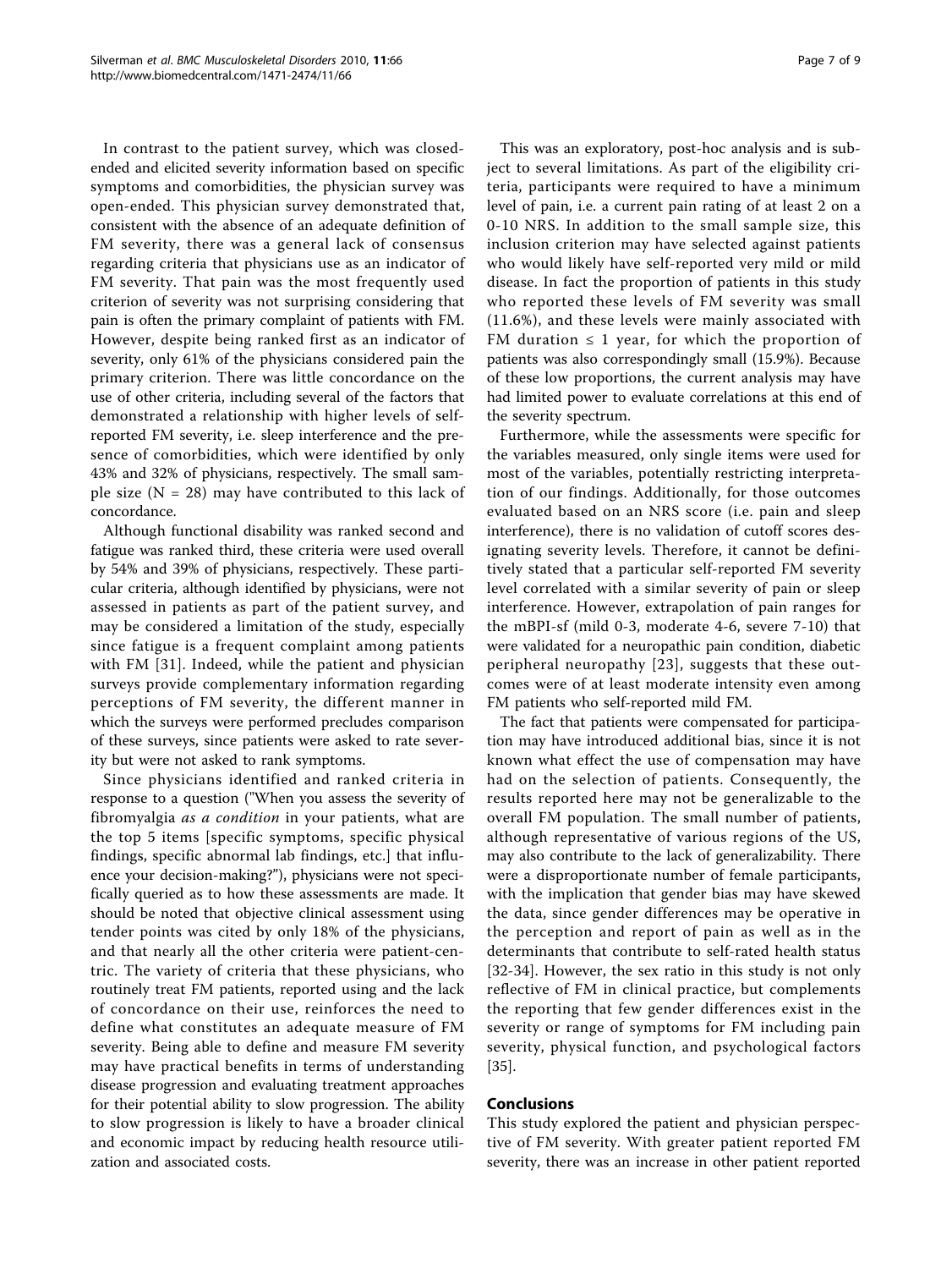In contrast to the patient survey, which was closed-ended and elicited severity information based on specific symptoms and comorbidities, the physician survey was open-ended. This physician survey demonstrated that, consistent with the absence of an adequate definition of FM severity, there was a general lack of consensus regarding criteria that physicians use as an indicator of FM severity. That pain was the most frequently used criterion of severity was not surprising considering that pain is often the primary complaint of patients with FM. However, despite being ranked first as an indicator of severity, only 61% of the physicians considered pain the primary criterion. There was little concordance on the use of other criteria, including several of the factors that demonstrated a relationship with higher levels of self-reported FM severity, i.e. sleep interference and the presence of comorbidities, which were identified by only 43% and 32% of physicians, respectively. The small sample size (N = 28) may have contributed to this lack of concordance.

Although functional disability was ranked second and fatigue was ranked third, these criteria were used overall by 54% and 39% of physicians, respectively. These particular criteria, although identified by physicians, were not assessed in patients as part of the patient survey, and may be considered a limitation of the study, especially since fatigue is a frequent complaint among patients with FM [31]. Indeed, while the patient and physician surveys provide complementary information regarding perceptions of FM severity, the different manner in which the surveys were performed precludes comparison of these surveys, since patients were asked to rate severity but were not asked to rank symptoms.

Since physicians identified and ranked criteria in response to a question ("When you assess the severity of fibromyalgia *as a condition* in your patients, what are the top 5 items [specific symptoms, specific physical findings, specific abnormal lab findings, etc.] that influence your decision-making?"), physicians were not specifically queried as to how these assessments are made. It should be noted that objective clinical assessment using tender points was cited by only 18% of the physicians, and that nearly all the other criteria were patient-centric. The variety of criteria that these physicians, who routinely treat FM patients, reported using and the lack of concordance on their use, reinforces the need to define what constitutes an adequate measure of FM severity. Being able to define and measure FM severity may have practical benefits in terms of understanding disease progression and evaluating treatment approaches for their potential ability to slow progression. The ability to slow progression is likely to have a broader clinical and economic impact by reducing health resource utilization and associated costs.

This was an exploratory, post-hoc analysis and is subject to several limitations. As part of the eligibility criteria, participants were required to have a minimum level of pain, i.e. a current pain rating of at least 2 on a 0-10 NRS. In addition to the small sample size, this inclusion criterion may have selected against patients who would likely have self-reported very mild or mild disease. In fact the proportion of patients in this study who reported these levels of FM severity was small (11.6%), and these levels were mainly associated with FM duration ≤ 1 year, for which the proportion of patients was also correspondingly small (15.9%). Because of these low proportions, the current analysis may have had limited power to evaluate correlations at this end of the severity spectrum.

Furthermore, while the assessments were specific for the variables measured, only single items were used for most of the variables, potentially restricting interpretation of our findings. Additionally, for those outcomes evaluated based on an NRS score (i.e. pain and sleep interference), there is no validation of cutoff scores designating severity levels. Therefore, it cannot be definitively stated that a particular self-reported FM severity level correlated with a similar severity of pain or sleep interference. However, extrapolation of pain ranges for the mBPI-sf (mild 0-3, moderate 4-6, severe 7-10) that were validated for a neuropathic pain condition, diabetic peripheral neuropathy [23], suggests that these outcomes were of at least moderate intensity even among FM patients who self-reported mild FM.

The fact that patients were compensated for participation may have introduced additional bias, since it is not known what effect the use of compensation may have had on the selection of patients. Consequently, the results reported here may not be generalizable to the overall FM population. The small number of patients, although representative of various regions of the US, may also contribute to the lack of generalizability. There were a disproportionate number of female participants, with the implication that gender bias may have skewed the data, since gender differences may be operative in the perception and report of pain as well as in the determinants that contribute to self-rated health status [32-34]. However, the sex ratio in this study is not only reflective of FM in clinical practice, but complements the reporting that few gender differences exist in the severity or range of symptoms for FM including pain severity, physical function, and psychological factors [35].

## Conclusions

This study explored the patient and physician perspective of FM severity. With greater patient reported FM severity, there was an increase in other patient reported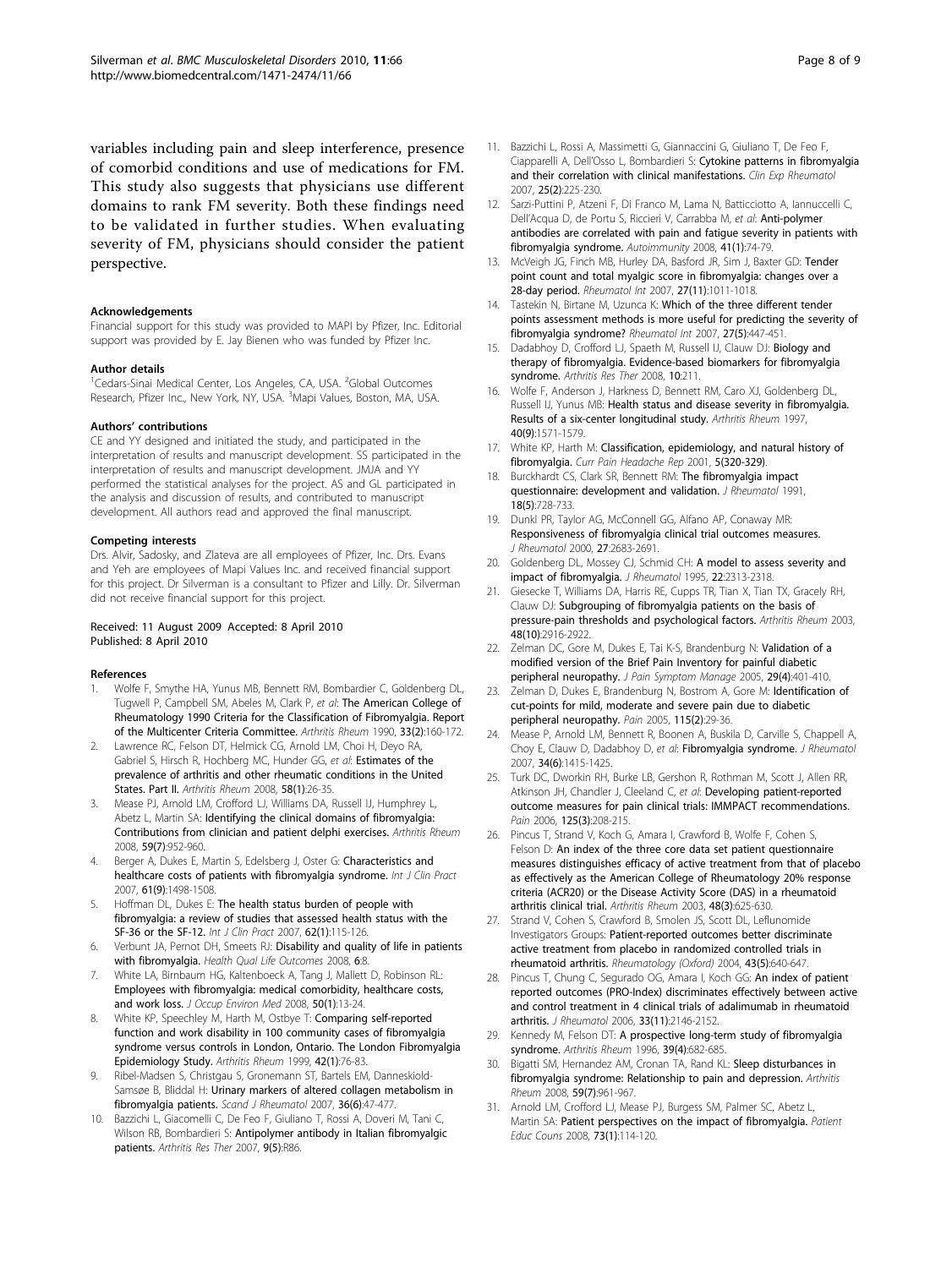variables including pain and sleep interference, presence of comorbid conditions and use of medications for FM. This study also suggests that physicians use different domains to rank FM severity. Both these findings need to be validated in further studies. When evaluating severity of FM, physicians should consider the patient perspective.

#### Acknowledgements

Financial support for this study was provided to MAPI by Pfizer, Inc. Editorial support was provided by E. Jay Bienen who was funded by Pfizer Inc.

#### Author details

[1]Cedars-Sinai Medical Center, Los Angeles, CA, USA. [2]Global Outcomes Research, Pfizer Inc., New York, NY, USA. [3]Mapi Values, Boston, MA, USA.

#### Authors' contributions

CE and YY designed and initiated the study, and participated in the interpretation of results and manuscript development. SS participated in the interpretation of results and manuscript development. JMJA and YY performed the statistical analyses for the project. AS and GL participated in the analysis and discussion of results, and contributed to manuscript development. All authors read and approved the final manuscript.

#### Competing interests

Drs. Alvir, Sadosky, and Zlateva are all employees of Pfizer, Inc. Drs. Evans and Yeh are employees of Mapi Values Inc. and received financial support for this project. Dr Silverman is a consultant to Pfizer and Lilly. Dr. Silverman did not receive financial support for this project.

Received: 11 August 2009 Accepted: 8 April 2010
Published: 8 April 2010

#### References

1. Wolfe F, Smythe HA, Yunus MB, Bennett RM, Bombardier C, Goldenberg DL, Tugwell P, Campbell SM, Abeles M, Clark P, *et al*: **The American College of Rheumatology 1990 Criteria for the Classification of Fibromyalgia. Report of the Multicenter Criteria Committee.** *Arthritis Rheum* 1990, **33(2)**:160-172.
2. Lawrence RC, Felson DT, Helmick CG, Arnold LM, Choi H, Deyo RA, Gabriel S, Hirsch R, Hochberg MC, Hunder GG, *et al*: **Estimates of the prevalence of arthritis and other rheumatic conditions in the United States. Part II.** *Arthritis Rheum* 2008, **58(1)**:26-35.
3. Mease PJ, Arnold LM, Crofford LJ, Williams DA, Russell IJ, Humphrey L, Abetz L, Martin SA: **Identifying the clinical domains of fibromyalgia: Contributions from clinician and patient delphi exercises.** *Arthritis Rheum* 2008, **59(7)**:952-960.
4. Berger A, Dukes E, Martin S, Edelsberg J, Oster G: **Characteristics and healthcare costs of patients with fibromyalgia syndrome.** *Int J Clin Pract* 2007, **61(9)**:1498-1508.
5. Hoffman DL, Dukes E: **The health status burden of people with fibromyalgia: a review of studies that assessed health status with the SF-36 or the SF-12.** *Int J Clin Pract* 2007, **62(1)**:115-126.
6. Verbunt JA, Pernot DH, Smeets RJ: **Disability and quality of life in patients with fibromyalgia.** *Health Qual Life Outcomes* 2008, **6**:8.
7. White LA, Birnbaum HG, Kaltenboeck A, Tang J, Mallett D, Robinson RL: **Employees with fibromyalgia: medical comorbidity, healthcare costs, and work loss.** *J Occup Environ Med* 2008, **50(1)**:13-24.
8. White KP, Speechley M, Harth M, Ostbye T: **Comparing self-reported function and work disability in 100 community cases of fibromyalgia syndrome versus controls in London, Ontario. The London Fibromyalgia Epidemiology Study.** *Arthritis Rheum* 1999, **42(1)**:76-83.
9. Ribel-Madsen S, Christgau S, Gronemann ST, Bartels EM, Danneskiold-Samsøe B, Bliddal H: **Urinary markers of altered collagen metabolism in fibromyalgia patients.** *Scand J Rheumatol* 2007, **36(6)**:47-477.
10. Bazzichi L, Giacomelli C, De Feo F, Giuliano T, Rossi A, Doveri M, Tani C, Wilson RB, Bombardieri S: **Antipolymer antibody in Italian fibromyalgic patients.** *Arthritis Res Ther* 2007, **9(5)**:R86.
11. Bazzichi L, Rossi A, Massimetti G, Giannaccini G, Giuliano T, De Feo F, Ciapparelli A, Dell'Osso L, Bombardieri S: **Cytokine patterns in fibromyalgia and their correlation with clinical manifestations.** *Clin Exp Rheumatol* 2007, **25(2)**:225-230.
12. Sarzi-Puttini P, Atzeni F, Di Franco M, Lama N, Batticciotto A, Iannuccelli C, Dell'Acqua D, de Portu S, Riccieri V, Carrabba M, *et al*: **Anti-polymer antibodies are correlated with pain and fatigue severity in patients with fibromyalgia syndrome.** *Autoimmunity* 2008, **41(1)**:74-79.
13. McVeigh JG, Finch MB, Hurley DA, Basford JR, Sim J, Baxter GD: **Tender point count and total myalgic score in fibromyalgia: changes over a 28-day period.** *Rheumatol Int* 2007, **27(11)**:1011-1018.
14. Tastekin N, Birtane M, Uzunca K: **Which of the three different tender points assessment methods is more useful for predicting the severity of fibromyalgia syndrome?** *Rheumatol Int* 2007, **27(5)**:447-451.
15. Dadabhoy D, Crofford LJ, Spaeth M, Russell IJ, Clauw DJ: **Biology and therapy of fibromyalgia. Evidence-based biomarkers for fibromyalgia syndrome.** *Arthritis Res Ther* 2008, **10**:211.
16. Wolfe F, Anderson J, Harkness D, Bennett RM, Caro XJ, Goldenberg DL, Russell IJ, Yunus MB: **Health status and disease severity in fibromyalgia. Results of a six-center longitudinal study.** *Arthritis Rheum* 1997, **40(9)**:1571-1579.
17. White KP, Harth M: **Classification, epidemiology, and natural history of fibromyalgia.** *Curr Pain Headache Rep* 2001, **5(320-329)**.
18. Burckhardt CS, Clark SR, Bennett RM: **The fibromyalgia impact questionnaire: development and validation.** *J Rheumatol* 1991, **18(5)**:728-733.
19. Dunkl PR, Taylor AG, McConnell GG, Alfano AP, Conaway MR: **Responsiveness of fibromyalgia clinical trial outcomes measures.** *J Rheumatol* 2000, **27**:2683-2691.
20. Goldenberg DL, Mossey CJ, Schmid CH: **A model to assess severity and impact of fibromyalgia.** *J Rheumatol* 1995, **22**:2313-2318.
21. Giesecke T, Williams DA, Harris RE, Cupps TR, Tian X, Tian TX, Gracely RH, Clauw DJ: **Subgrouping of fibromyalgia patients on the basis of pressure-pain thresholds and psychological factors.** *Arthritis Rheum* 2003, **48(10)**:2916-2922.
22. Zelman DC, Gore M, Dukes E, Tai K-S, Brandenburg N: **Validation of a modified version of the Brief Pain Inventory for painful diabetic peripheral neuropathy.** *J Pain Symptom Manage* 2005, **29(4)**:401-410.
23. Zelman D, Dukes E, Brandenburg N, Bostrom A, Gore M: **Identification of cut-points for mild, moderate and severe pain due to diabetic peripheral neuropathy.** *Pain* 2005, **115(2)**:29-36.
24. Mease P, Arnold LM, Bennett R, Boonen A, Buskila D, Carville S, Chappell A, Choy E, Clauw D, Dadabhoy D, *et al*: **Fibromyalgia syndrome.** *J Rheumatol* 2007, **34(6)**:1415-1425.
25. Turk DC, Dworkin RH, Burke LB, Gershon R, Rothman M, Scott J, Allen RR, Atkinson JH, Chandler J, Cleeland C, *et al*: **Developing patient-reported outcome measures for pain clinical trials: IMMPACT recommendations.** *Pain* 2006, **125(3)**:208-215.
26. Pincus T, Strand V, Koch G, Amara I, Crawford B, Wolfe F, Cohen S, Felson D: **An index of the three core data set patient questionnaire measures distinguishes efficacy of active treatment from that of placebo as effectively as the American College of Rheumatology 20% response criteria (ACR20) or the Disease Activity Score (DAS) in a rheumatoid arthritis clinical trial.** *Arthritis Rheum* 2003, **48(3)**:625-630.
27. Strand V, Cohen S, Crawford B, Smolen JS, Scott DL, Leflunomide Investigators Groups: **Patient-reported outcomes better discriminate active treatment from placebo in randomized controlled trials in rheumatoid arthritis.** *Rheumatology (Oxford)* 2004, **43(5)**:640-647.
28. Pincus T, Chung C, Segurado OG, Amara I, Koch GG: **An index of patient reported outcomes (PRO-Index) discriminates effectively between active and control treatment in 4 clinical trials of adalimumab in rheumatoid arthritis.** *J Rheumatol* 2006, **33(11)**:2146-2152.
29. Kennedy M, Felson DT: **A prospective long-term study of fibromyalgia syndrome.** *Arthritis Rheum* 1996, **39(4)**:682-685.
30. Bigatti SM, Hernandez AM, Cronan TA, Rand KL: **Sleep disturbances in fibromyalgia syndrome: Relationship to pain and depression.** *Arthritis Rheum* 2008, **59(7)**:961-967.
31. Arnold LM, Crofford LJ, Mease PJ, Burgess SM, Palmer SC, Abetz L, Martin SA: **Patient perspectives on the impact of fibromyalgia.** *Patient Educ Couns* 2008, **73(1)**:114-120.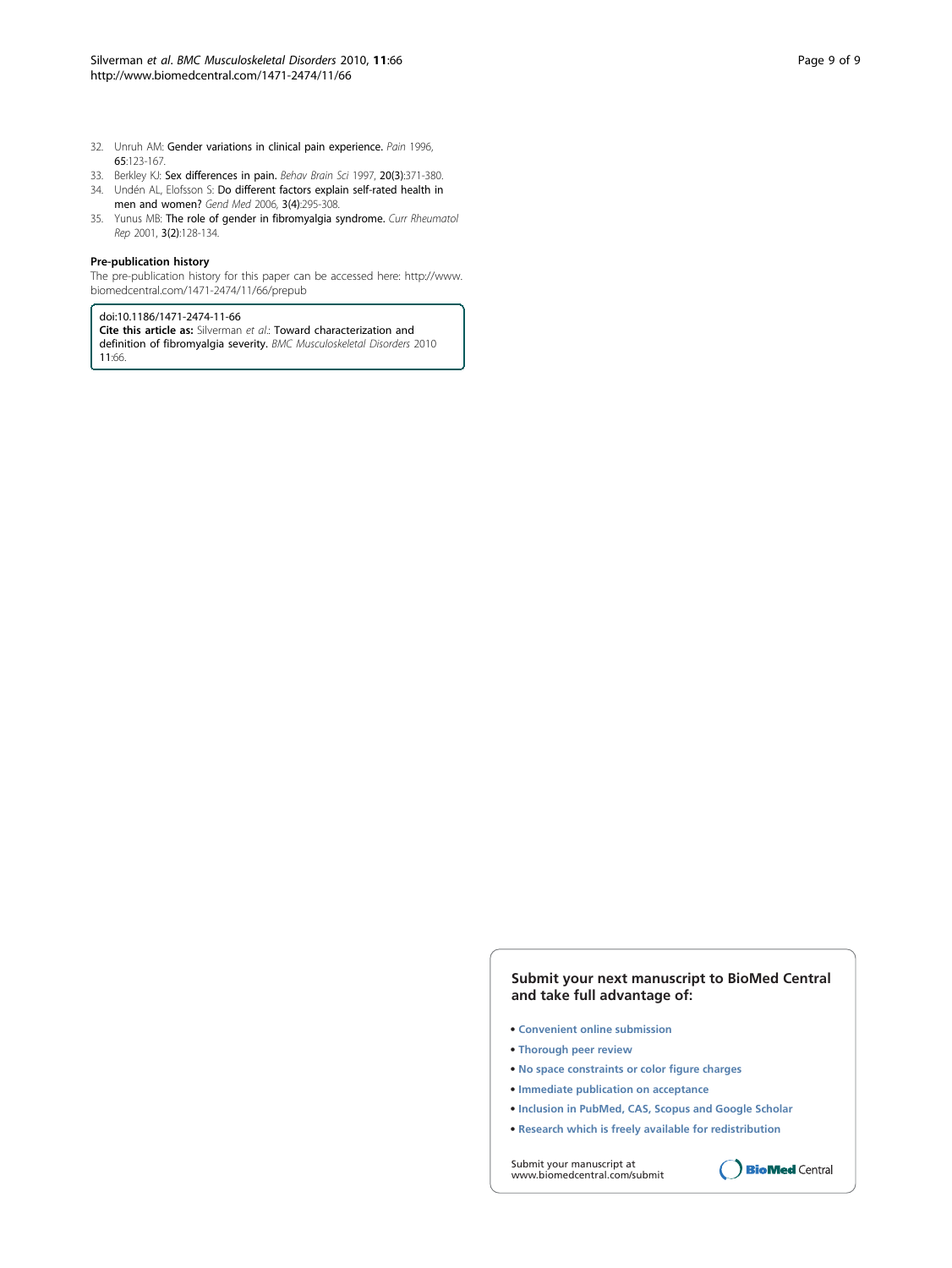32. Unruh AM: **Gender variations in clinical pain experience.** *Pain* 1996, **65**:123-167.
33. Berkley KJ: **Sex differences in pain.** *Behav Brain Sci* 1997, **20(3)**:371-380.
34. Undén AL, Elofsson S: **Do different factors explain self-rated health in men and women?** *Gend Med* 2006, **3(4)**:295-308.
35. Yunus MB: **The role of gender in fibromyalgia syndrome.** *Curr Rheumatol Rep* 2001, **3(2)**:128-134.

#### Pre-publication history

The pre-publication history for this paper can be accessed here: http://www.biomedcentral.com/1471-2474/11/66/prepub

doi:10.1186/1471-2474-11-66
**Cite this article as:** Silverman *et al.*: Toward characterization and definition of fibromyalgia severity. *BMC Musculoskeletal Disorders* 2010 11:66.

**Submit your next manuscript to BioMed Central and take full advantage of:**

- **Convenient online submission**
- **Thorough peer review**
- **No space constraints or color figure charges**
- **Immediate publication on acceptance**
- **Inclusion in PubMed, CAS, Scopus and Google Scholar**
- **Research which is freely available for redistribution**

Submit your manuscript at
www.biomedcentral.com/submit

BioMed Central